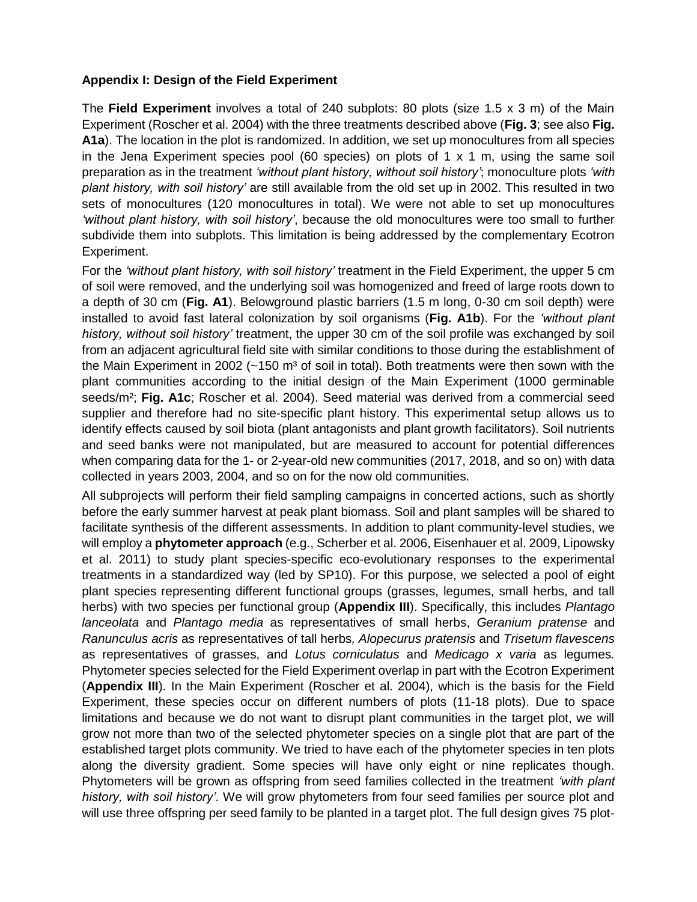**Appendix I: Design of the Field Experiment**

The **Field Experiment** involves a total of 240 subplots: 80 plots (size 1.5 x 3 m) of the Main Experiment (Roscher et al. 2004) with the three treatments described above (**Fig. 3**; see also **Fig. A1a**). The location in the plot is randomized. In addition, we set up monocultures from all species in the Jena Experiment species pool (60 species) on plots of 1 x 1 m, using the same soil preparation as in the treatment *'without plant history, without soil history'*; monoculture plots *'with plant history, with soil history'* are still available from the old set up in 2002. This resulted in two sets of monocultures (120 monocultures in total). We were not able to set up monocultures *'without plant history, with soil history'*, because the old monocultures were too small to further subdivide them into subplots. This limitation is being addressed by the complementary Ecotron Experiment.

For the *'without plant history, with soil history'* treatment in the Field Experiment, the upper 5 cm of soil were removed, and the underlying soil was homogenized and freed of large roots down to a depth of 30 cm (**Fig. A1**). Belowground plastic barriers (1.5 m long, 0-30 cm soil depth) were installed to avoid fast lateral colonization by soil organisms (**Fig. A1b**). For the *'without plant history, without soil history'* treatment, the upper 30 cm of the soil profile was exchanged by soil from an adjacent agricultural field site with similar conditions to those during the establishment of the Main Experiment in 2002 (~150 m³ of soil in total). Both treatments were then sown with the plant communities according to the initial design of the Main Experiment (1000 germinable seeds/m²; **Fig. A1c**; Roscher et al. 2004). Seed material was derived from a commercial seed supplier and therefore had no site-specific plant history. This experimental setup allows us to identify effects caused by soil biota (plant antagonists and plant growth facilitators). Soil nutrients and seed banks were not manipulated, but are measured to account for potential differences when comparing data for the 1- or 2-year-old new communities (2017, 2018, and so on) with data collected in years 2003, 2004, and so on for the now old communities.

All subprojects will perform their field sampling campaigns in concerted actions, such as shortly before the early summer harvest at peak plant biomass. Soil and plant samples will be shared to facilitate synthesis of the different assessments. In addition to plant community-level studies, we will employ a **phytometer approach** (e.g., Scherber et al. 2006, Eisenhauer et al. 2009, Lipowsky et al. 2011) to study plant species-specific eco-evolutionary responses to the experimental treatments in a standardized way (led by SP10). For this purpose, we selected a pool of eight plant species representing different functional groups (grasses, legumes, small herbs, and tall herbs) with two species per functional group (**Appendix III**). Specifically, this includes *Plantago lanceolata* and *Plantago media* as representatives of small herbs, *Geranium pratense* and *Ranunculus acris* as representatives of tall herbs*, Alopecurus pratensis* and *Trisetum flavescens* as representatives of grasses, and *Lotus corniculatus* and *Medicago x varia* as legumes*.* Phytometer species selected for the Field Experiment overlap in part with the Ecotron Experiment (**Appendix III**). In the Main Experiment (Roscher et al. 2004), which is the basis for the Field Experiment, these species occur on different numbers of plots (11-18 plots). Due to space limitations and because we do not want to disrupt plant communities in the target plot, we will grow not more than two of the selected phytometer species on a single plot that are part of the established target plots community. We tried to have each of the phytometer species in ten plots along the diversity gradient. Some species will have only eight or nine replicates though. Phytometers will be grown as offspring from seed families collected in the treatment *'with plant history, with soil history'*. We will grow phytometers from four seed families per source plot and will use three offspring per seed family to be planted in a target plot. The full design gives 75 plot-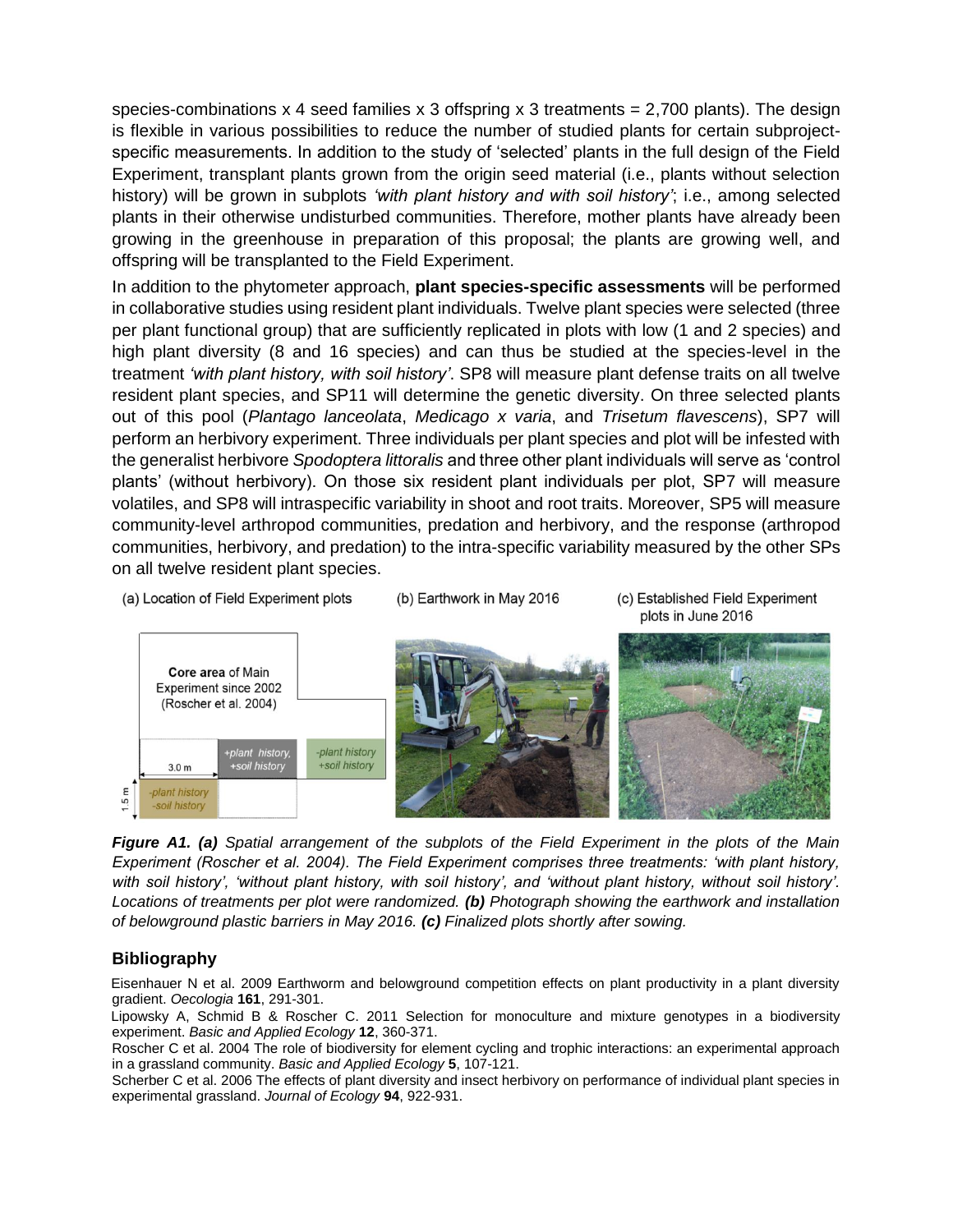species-combinations x 4 seed families x 3 offspring x 3 treatments = 2,700 plants). The design is flexible in various possibilities to reduce the number of studied plants for certain subproject-specific measurements. In addition to the study of 'selected' plants in the full design of the Field Experiment, transplant plants grown from the origin seed material (i.e., plants without selection history) will be grown in subplots *'with plant history and with soil history'*; i.e., among selected plants in their otherwise undisturbed communities. Therefore, mother plants have already been growing in the greenhouse in preparation of this proposal; the plants are growing well, and offspring will be transplanted to the Field Experiment.

In addition to the phytometer approach, **plant species-specific assessments** will be performed in collaborative studies using resident plant individuals. Twelve plant species were selected (three per plant functional group) that are sufficiently replicated in plots with low (1 and 2 species) and high plant diversity (8 and 16 species) and can thus be studied at the species-level in the treatment *'with plant history, with soil history'*. SP8 will measure plant defense traits on all twelve resident plant species, and SP11 will determine the genetic diversity. On three selected plants out of this pool (*Plantago lanceolata*, *Medicago x varia*, and *Trisetum flavescens*), SP7 will perform an herbivory experiment. Three individuals per plant species and plot will be infested with the generalist herbivore *Spodoptera littoralis* and three other plant individuals will serve as 'control plants' (without herbivory). On those six resident plant individuals per plot, SP7 will measure volatiles, and SP8 will intraspecific variability in shoot and root traits. Moreover, SP5 will measure community-level arthropod communities, predation and herbivory, and the response (arthropod communities, herbivory, and predation) to the intra-specific variability measured by the other SPs on all twelve resident plant species.

(a) Location of Field Experiment plots

Core area of Main Experiment since 2002 (Roscher et al. 2004)

3.0 m

1.5 m

+plant history, +soil history

-plant history +soil history

-plant history -soil history

(b) Earthwork in May 2016

(c) Established Field Experiment plots in June 2016

***Figure A1. (a)** Spatial arrangement of the subplots of the Field Experiment in the plots of the Main Experiment (Roscher et al. 2004). The Field Experiment comprises three treatments: 'with plant history, with soil history', 'without plant history, with soil history', and 'without plant history, without soil history'. Locations of treatments per plot were randomized. **(b)** Photograph showing the earthwork and installation of belowground plastic barriers in May 2016. **(c)** Finalized plots shortly after sowing.*

## Bibliography

Eisenhauer N et al. 2009 Earthworm and belowground competition effects on plant productivity in a plant diversity gradient. *Oecologia* **161**, 291-301.

Lipowsky A, Schmid B & Roscher C. 2011 Selection for monoculture and mixture genotypes in a biodiversity experiment. *Basic and Applied Ecology* **12**, 360-371.

Roscher C et al. 2004 The role of biodiversity for element cycling and trophic interactions: an experimental approach in a grassland community. *Basic and Applied Ecology* **5**, 107-121.

Scherber C et al. 2006 The effects of plant diversity and insect herbivory on performance of individual plant species in experimental grassland. *Journal of Ecology* **94**, 922-931.